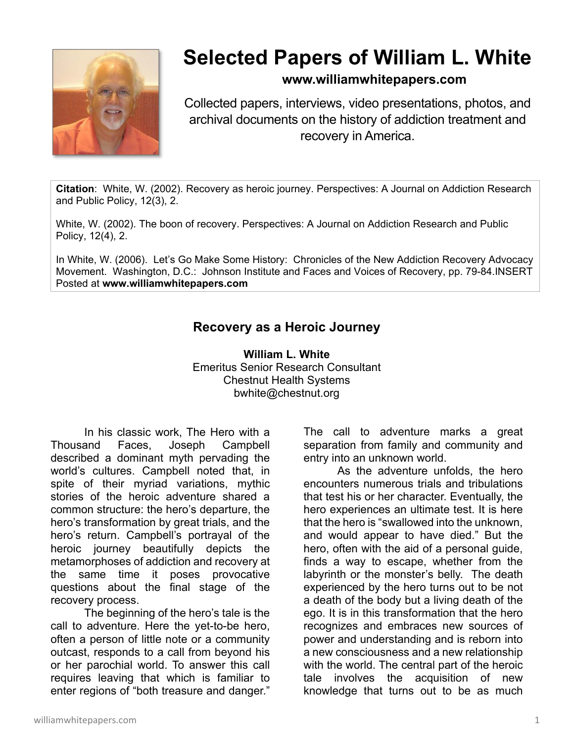# Selected Papers of William L. White

**www.williamwhitepapers.com**

Collected papers, interviews, video presentations, photos, and archival documents on the history of addiction treatment and recovery in America.

**Citation**: White, W. (2002). Recovery as heroic journey. Perspectives: A Journal on Addiction Research and Public Policy, 12(3), 2.

White, W. (2002). The boon of recovery. Perspectives: A Journal on Addiction Research and Public Policy, 12(4), 2.

In White, W. (2006). Let's Go Make Some History: Chronicles of the New Addiction Recovery Advocacy Movement. Washington, D.C.: Johnson Institute and Faces and Voices of Recovery, pp. 79-84.INSERT Posted at **www.williamwhitepapers.com**

## Recovery as a Heroic Journey

**William L. White**
Emeritus Senior Research Consultant
Chestnut Health Systems
bwhite@chestnut.org

In his classic work, The Hero with a Thousand Faces, Joseph Campbell described a dominant myth pervading the world's cultures. Campbell noted that, in spite of their myriad variations, mythic stories of the heroic adventure shared a common structure: the hero's departure, the hero's transformation by great trials, and the hero's return. Campbell's portrayal of the heroic journey beautifully depicts the metamorphoses of addiction and recovery at the same time it poses provocative questions about the final stage of the recovery process.

The beginning of the hero's tale is the call to adventure. Here the yet-to-be hero, often a person of little note or a community outcast, responds to a call from beyond his or her parochial world. To answer this call requires leaving that which is familiar to enter regions of "both treasure and danger." The call to adventure marks a great separation from family and community and entry into an unknown world.

As the adventure unfolds, the hero encounters numerous trials and tribulations that test his or her character. Eventually, the hero experiences an ultimate test. It is here that the hero is "swallowed into the unknown, and would appear to have died." But the hero, often with the aid of a personal guide, finds a way to escape, whether from the labyrinth or the monster's belly. The death experienced by the hero turns out to be not a death of the body but a living death of the ego. It is in this transformation that the hero recognizes and embraces new sources of power and understanding and is reborn into a new consciousness and a new relationship with the world. The central part of the heroic tale involves the acquisition of new knowledge that turns out to be as much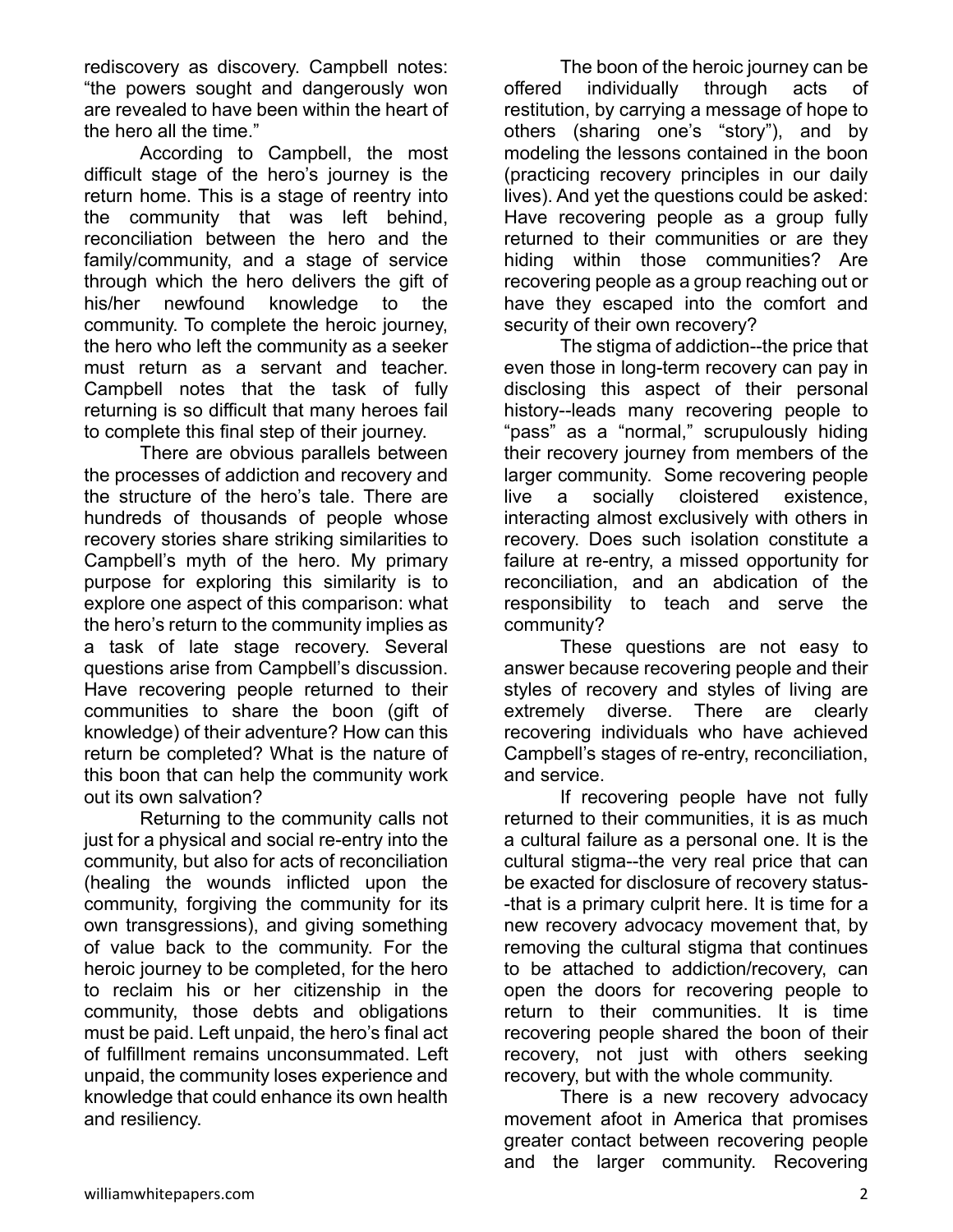rediscovery as discovery. Campbell notes: "the powers sought and dangerously won are revealed to have been within the heart of the hero all the time."

According to Campbell, the most difficult stage of the hero's journey is the return home. This is a stage of reentry into the community that was left behind, reconciliation between the hero and the family/community, and a stage of service through which the hero delivers the gift of his/her newfound knowledge to the community. To complete the heroic journey, the hero who left the community as a seeker must return as a servant and teacher. Campbell notes that the task of fully returning is so difficult that many heroes fail to complete this final step of their journey.

There are obvious parallels between the processes of addiction and recovery and the structure of the hero's tale. There are hundreds of thousands of people whose recovery stories share striking similarities to Campbell's myth of the hero. My primary purpose for exploring this similarity is to explore one aspect of this comparison: what the hero's return to the community implies as a task of late stage recovery. Several questions arise from Campbell's discussion. Have recovering people returned to their communities to share the boon (gift of knowledge) of their adventure? How can this return be completed? What is the nature of this boon that can help the community work out its own salvation?

Returning to the community calls not just for a physical and social re-entry into the community, but also for acts of reconciliation (healing the wounds inflicted upon the community, forgiving the community for its own transgressions), and giving something of value back to the community. For the heroic journey to be completed, for the hero to reclaim his or her citizenship in the community, those debts and obligations must be paid. Left unpaid, the hero's final act of fulfillment remains unconsummated. Left unpaid, the community loses experience and knowledge that could enhance its own health and resiliency.

The boon of the heroic journey can be offered individually through acts of restitution, by carrying a message of hope to others (sharing one's "story"), and by modeling the lessons contained in the boon (practicing recovery principles in our daily lives). And yet the questions could be asked: Have recovering people as a group fully returned to their communities or are they hiding within those communities? Are recovering people as a group reaching out or have they escaped into the comfort and security of their own recovery?

The stigma of addiction--the price that even those in long-term recovery can pay in disclosing this aspect of their personal history--leads many recovering people to "pass" as a "normal," scrupulously hiding their recovery journey from members of the larger community. Some recovering people live a socially cloistered existence, interacting almost exclusively with others in recovery. Does such isolation constitute a failure at re-entry, a missed opportunity for reconciliation, and an abdication of the responsibility to teach and serve the community?

These questions are not easy to answer because recovering people and their styles of recovery and styles of living are extremely diverse. There are clearly recovering individuals who have achieved Campbell's stages of re-entry, reconciliation, and service.

If recovering people have not fully returned to their communities, it is as much a cultural failure as a personal one. It is the cultural stigma--the very real price that can be exacted for disclosure of recovery status--that is a primary culprit here. It is time for a new recovery advocacy movement that, by removing the cultural stigma that continues to be attached to addiction/recovery, can open the doors for recovering people to return to their communities. It is time recovering people shared the boon of their recovery, not just with others seeking recovery, but with the whole community.

There is a new recovery advocacy movement afoot in America that promises greater contact between recovering people and the larger community. Recovering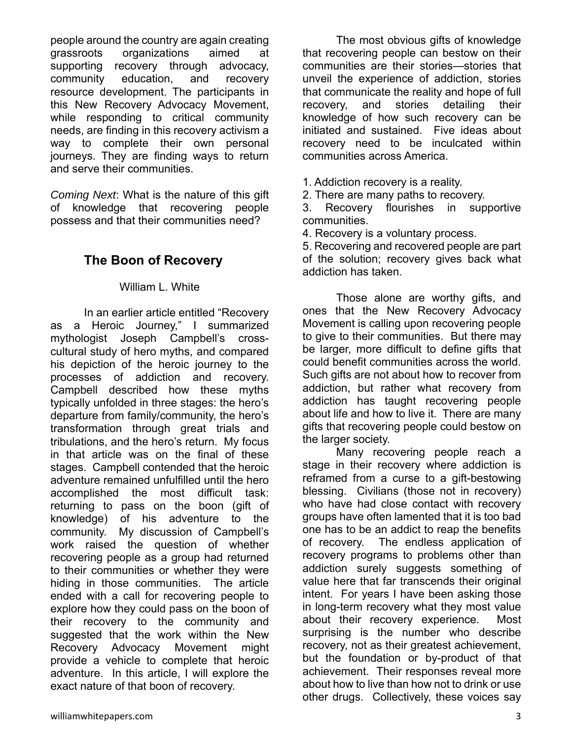people around the country are again creating grassroots organizations aimed at supporting recovery through advocacy, community education, and recovery resource development. The participants in this New Recovery Advocacy Movement, while responding to critical community needs, are finding in this recovery activism a way to complete their own personal journeys. They are finding ways to return and serve their communities.

*Coming Next*: What is the nature of this gift of knowledge that recovering people possess and that their communities need?

## The Boon of Recovery

William L. White

In an earlier article entitled "Recovery as a Heroic Journey," I summarized mythologist Joseph Campbell's cross-cultural study of hero myths, and compared his depiction of the heroic journey to the processes of addiction and recovery. Campbell described how these myths typically unfolded in three stages: the hero's departure from family/community, the hero's transformation through great trials and tribulations, and the hero's return. My focus in that article was on the final of these stages. Campbell contended that the heroic adventure remained unfulfilled until the hero accomplished the most difficult task: returning to pass on the boon (gift of knowledge) of his adventure to the community. My discussion of Campbell's work raised the question of whether recovering people as a group had returned to their communities or whether they were hiding in those communities. The article ended with a call for recovering people to explore how they could pass on the boon of their recovery to the community and suggested that the work within the New Recovery Advocacy Movement might provide a vehicle to complete that heroic adventure. In this article, I will explore the exact nature of that boon of recovery.

The most obvious gifts of knowledge that recovering people can bestow on their communities are their stories—stories that unveil the experience of addiction, stories that communicate the reality and hope of full recovery, and stories detailing their knowledge of how such recovery can be initiated and sustained. Five ideas about recovery need to be inculcated within communities across America.

1. Addiction recovery is a reality.
2. There are many paths to recovery.
3. Recovery flourishes in supportive communities.
4. Recovery is a voluntary process.
5. Recovering and recovered people are part of the solution; recovery gives back what addiction has taken.

Those alone are worthy gifts, and ones that the New Recovery Advocacy Movement is calling upon recovering people to give to their communities. But there may be larger, more difficult to define gifts that could benefit communities across the world. Such gifts are not about how to recover from addiction, but rather what recovery from addiction has taught recovering people about life and how to live it. There are many gifts that recovering people could bestow on the larger society.

Many recovering people reach a stage in their recovery where addiction is reframed from a curse to a gift-bestowing blessing. Civilians (those not in recovery) who have had close contact with recovery groups have often lamented that it is too bad one has to be an addict to reap the benefits of recovery. The endless application of recovery programs to problems other than addiction surely suggests something of value here that far transcends their original intent. For years I have been asking those in long-term recovery what they most value about their recovery experience. Most surprising is the number who describe recovery, not as their greatest achievement, but the foundation or by-product of that achievement. Their responses reveal more about how to live than how not to drink or use other drugs. Collectively, these voices say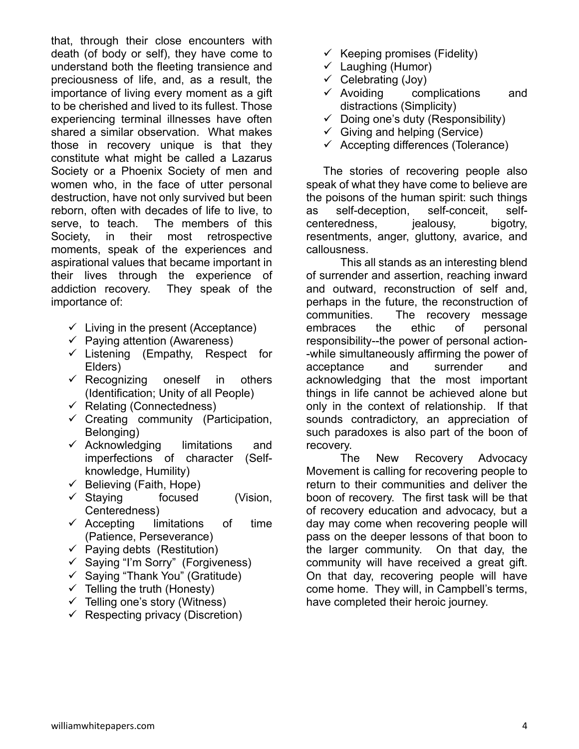that, through their close encounters with death (of body or self), they have come to understand both the fleeting transience and preciousness of life, and, as a result, the importance of living every moment as a gift to be cherished and lived to its fullest. Those experiencing terminal illnesses have often shared a similar observation. What makes those in recovery unique is that they constitute what might be called a Lazarus Society or a Phoenix Society of men and women who, in the face of utter personal destruction, have not only survived but been reborn, often with decades of life to live, to serve, to teach. The members of this Society, in their most retrospective moments, speak of the experiences and aspirational values that became important in their lives through the experience of addiction recovery. They speak of the importance of:

- ✓ Living in the present (Acceptance)
- ✓ Paying attention (Awareness)
- ✓ Listening (Empathy, Respect for Elders)
- ✓ Recognizing oneself in others (Identification; Unity of all People)
- ✓ Relating (Connectedness)
- ✓ Creating community (Participation, Belonging)
- ✓ Acknowledging limitations and imperfections of character (Self-knowledge, Humility)
- ✓ Believing (Faith, Hope)
- ✓ Staying focused (Vision, Centeredness)
- ✓ Accepting limitations of time (Patience, Perseverance)
- ✓ Paying debts (Restitution)
- ✓ Saying "I'm Sorry" (Forgiveness)
- ✓ Saying "Thank You" (Gratitude)
- ✓ Telling the truth (Honesty)
- ✓ Telling one's story (Witness)
- ✓ Respecting privacy (Discretion)
- ✓ Keeping promises (Fidelity)
- ✓ Laughing (Humor)
- ✓ Celebrating (Joy)
- ✓ Avoiding complications and distractions (Simplicity)
- ✓ Doing one's duty (Responsibility)
- ✓ Giving and helping (Service)
- ✓ Accepting differences (Tolerance)

The stories of recovering people also speak of what they have come to believe are the poisons of the human spirit: such things as self-deception, self-conceit, self-centeredness, jealousy, bigotry, resentments, anger, gluttony, avarice, and callousness.

This all stands as an interesting blend of surrender and assertion, reaching inward and outward, reconstruction of self and, perhaps in the future, the reconstruction of communities. The recovery message embraces the ethic of personal responsibility--the power of personal action--while simultaneously affirming the power of acceptance and surrender and acknowledging that the most important things in life cannot be achieved alone but only in the context of relationship. If that sounds contradictory, an appreciation of such paradoxes is also part of the boon of recovery.

The New Recovery Advocacy Movement is calling for recovering people to return to their communities and deliver the boon of recovery. The first task will be that of recovery education and advocacy, but a day may come when recovering people will pass on the deeper lessons of that boon to the larger community. On that day, the community will have received a great gift. On that day, recovering people will have come home. They will, in Campbell's terms, have completed their heroic journey.